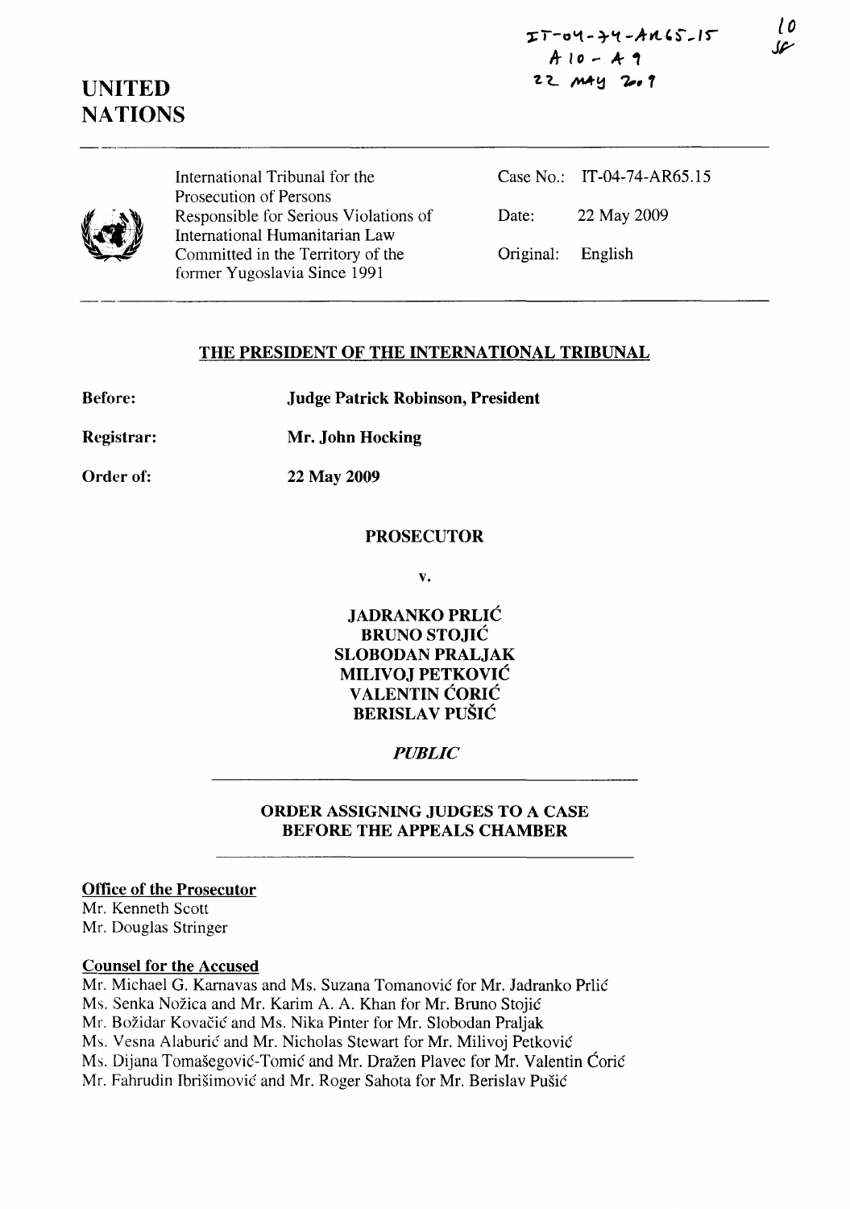IT-04-74-AR65.15
A10 - A9
22 MAY 2009

10
SF

# UNITED NATIONS

International Tribunal for the Prosecution of Persons Responsible for Serious Violations of International Humanitarian Law Committed in the Territory of the former Yugoslavia Since 1991

Case No.: IT-04-74-AR65.15

Date: 22 May 2009

Original: English

## THE PRESIDENT OF THE INTERNATIONAL TRIBUNAL

**Before:** **Judge Patrick Robinson, President**

**Registrar:** **Mr. John Hocking**

**Order of:** **22 May 2009**

**PROSECUTOR**

**v.**

**JADRANKO PRLIĆ**
**BRUNO STOJIĆ**
**SLOBODAN PRALJAK**
**MILIVOJ PETKOVIĆ**
**VALENTIN ĆORIĆ**
**BERISLAV PUŠIĆ**

***PUBLIC***

## ORDER ASSIGNING JUDGES TO A CASE BEFORE THE APPEALS CHAMBER

**Office of the Prosecutor**

Mr. Kenneth Scott
Mr. Douglas Stringer

**Counsel for the Accused**

Mr. Michael G. Karnavas and Ms. Suzana Tomanović for Mr. Jadranko Prlić
Ms. Senka Nožica and Mr. Karim A. A. Khan for Mr. Bruno Stojić
Mr. Božidar Kovačić and Ms. Nika Pinter for Mr. Slobodan Praljak
Ms. Vesna Alaburić and Mr. Nicholas Stewart for Mr. Milivoj Petković
Ms. Dijana Tomašegović-Tomić and Mr. Dražen Plavec for Mr. Valentin Ćorić
Mr. Fahrudin Ibrišimović and Mr. Roger Sahota for Mr. Berislav Pušić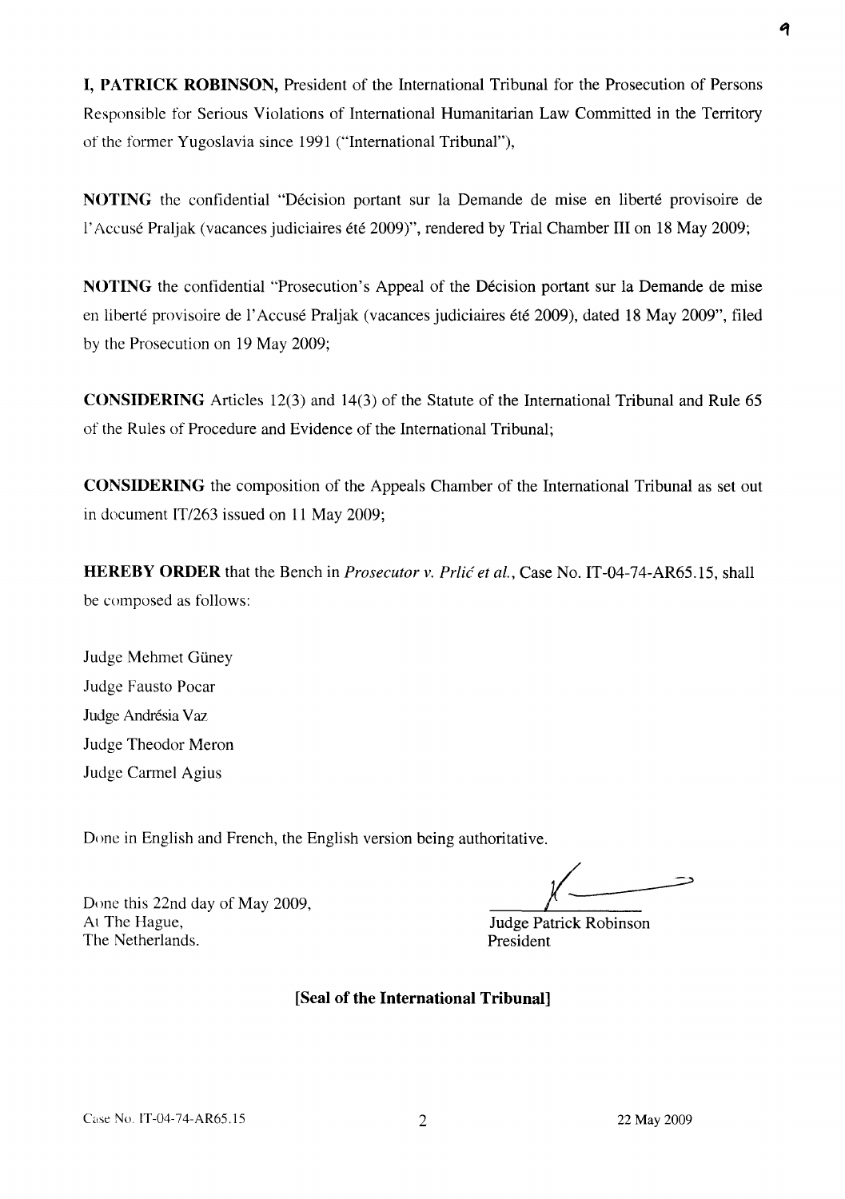**I, PATRICK ROBINSON,** President of the International Tribunal for the Prosecution of Persons Responsible for Serious Violations of International Humanitarian Law Committed in the Territory of the former Yugoslavia since 1991 ("International Tribunal"),

**NOTING** the confidential "Décision portant sur la Demande de mise en liberté provisoire de l'Accusé Praljak (vacances judiciaires été 2009)", rendered by Trial Chamber III on 18 May 2009;

**NOTING** the confidential "Prosecution's Appeal of the Décision portant sur la Demande de mise en liberté provisoire de l'Accusé Praljak (vacances judiciaires été 2009), dated 18 May 2009", filed by the Prosecution on 19 May 2009;

**CONSIDERING** Articles 12(3) and 14(3) of the Statute of the International Tribunal and Rule 65 of the Rules of Procedure and Evidence of the International Tribunal;

**CONSIDERING** the composition of the Appeals Chamber of the International Tribunal as set out in document IT/263 issued on 11 May 2009;

**HEREBY ORDER** that the Bench in *Prosecutor v. Prlić et al.*, Case No. IT-04-74-AR65.15, shall be composed as follows:

Judge Mehmet Güney
Judge Fausto Pocar
Judge Andrésia Vaz
Judge Theodor Meron
Judge Carmel Agius

Done in English and French, the English version being authoritative.

Done this 22nd day of May 2009,
At The Hague,
The Netherlands.

Judge Patrick Robinson
President

**[Seal of the International Tribunal]**